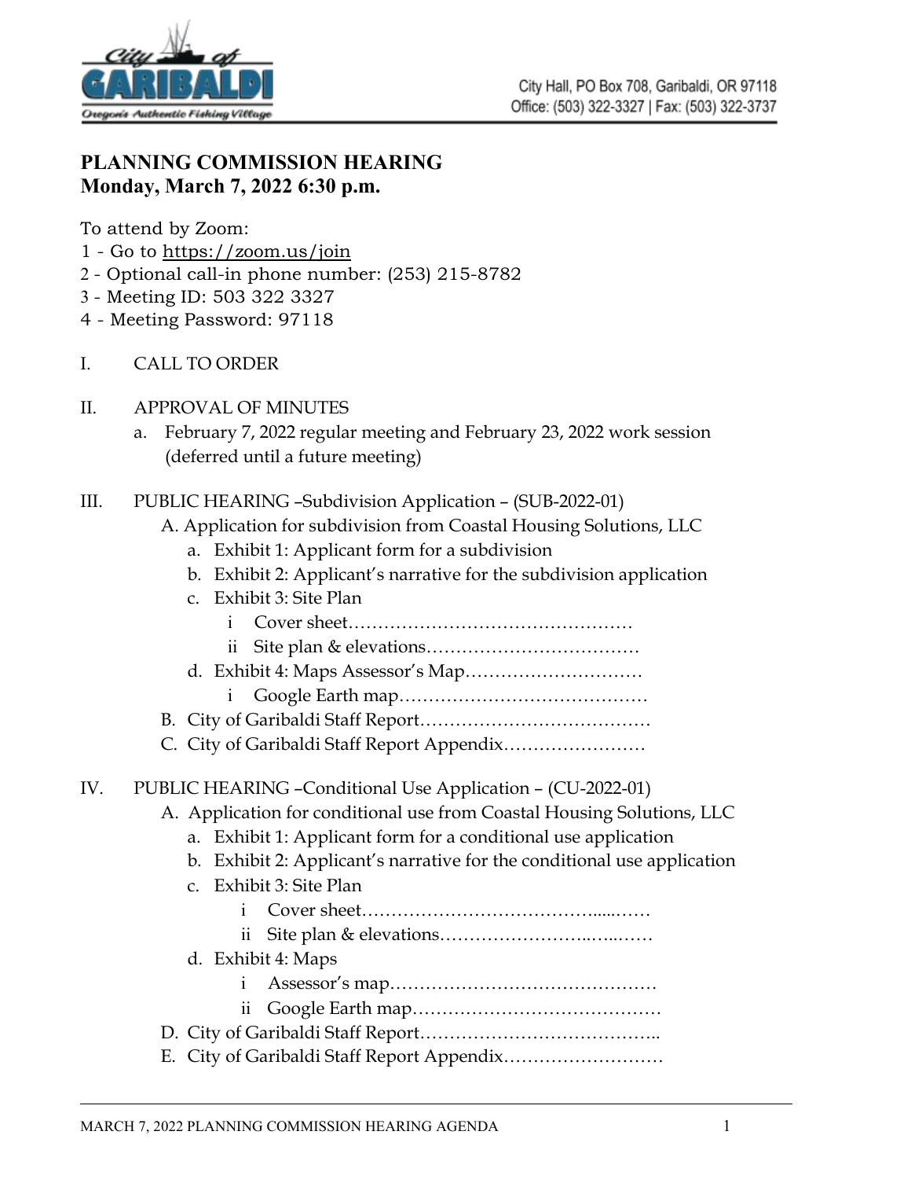City of GARIBALDI — Oregon's Authentic Fishing Village

City Hall, PO Box 708, Garibaldi, OR 97118
Office: (503) 322-3327 | Fax: (503) 322-3737

## PLANNING COMMISSION HEARING
## Monday, March 7, 2022 6:30 p.m.

To attend by Zoom:
1 - Go to https://zoom.us/join
2 - Optional call-in phone number: (253) 215-8782
3 - Meeting ID: 503 322 3327
4 - Meeting Password: 97118

I. CALL TO ORDER

II. APPROVAL OF MINUTES
   a. February 7, 2022 regular meeting and February 23, 2022 work session (deferred until a future meeting)

III. PUBLIC HEARING –Subdivision Application – (SUB-2022-01)
   A. Application for subdivision from Coastal Housing Solutions, LLC
      a. Exhibit 1: Applicant form for a subdivision
      b. Exhibit 2: Applicant's narrative for the subdivision application
      c. Exhibit 3: Site Plan
         i Cover sheet…………………………………………
         ii Site plan & elevations………………………………
      d. Exhibit 4: Maps Assessor's Map…………………………
         i Google Earth map……………………………………
   B. City of Garibaldi Staff Report…………………………………
   C. City of Garibaldi Staff Report Appendix……………………

IV. PUBLIC HEARING –Conditional Use Application – (CU-2022-01)
   A. Application for conditional use from Coastal Housing Solutions, LLC
      a. Exhibit 1: Applicant form for a conditional use application
      b. Exhibit 2: Applicant's narrative for the conditional use application
      c. Exhibit 3: Site Plan
         i Cover sheet…………………………………......……
         ii Site plan & elevations……………………..…..……
      d. Exhibit 4: Maps
         i Assessor's map………………………………………
         ii Google Earth map……………………………………
   D. City of Garibaldi Staff Report…………………………………..
   E. City of Garibaldi Staff Report Appendix………………………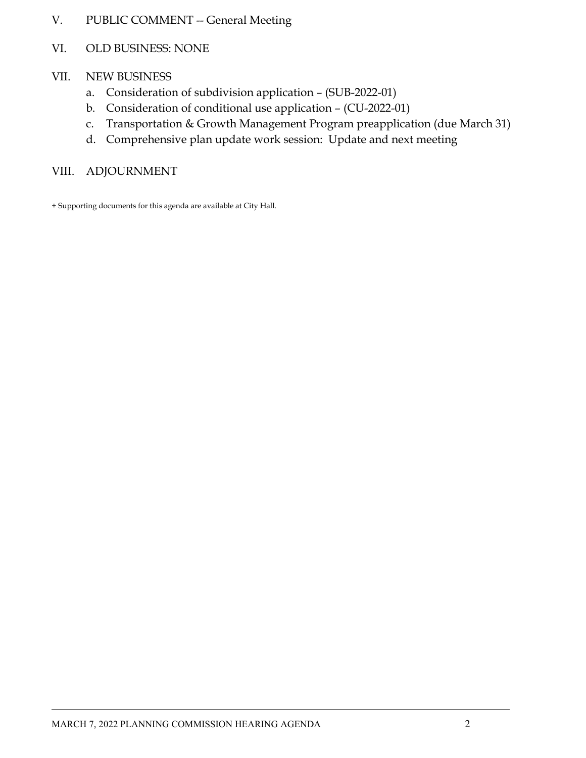V. PUBLIC COMMENT -- General Meeting

VI. OLD BUSINESS: NONE

VII. NEW BUSINESS

   a. Consideration of subdivision application – (SUB-2022-01)
   b. Consideration of conditional use application – (CU-2022-01)
   c. Transportation & Growth Management Program preapplication (due March 31)
   d. Comprehensive plan update work session: Update and next meeting

VIII. ADJOURNMENT

+ Supporting documents for this agenda are available at City Hall.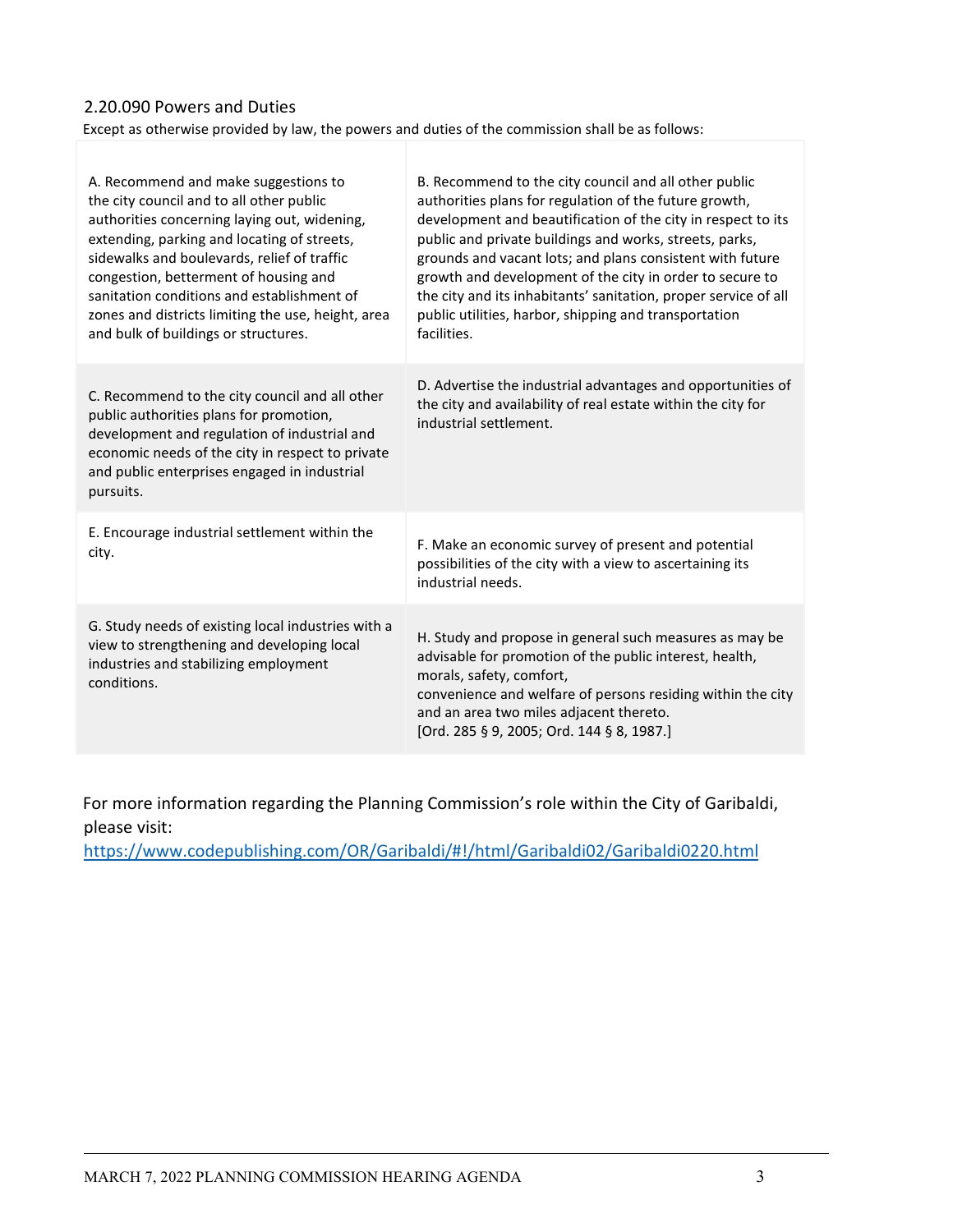## 2.20.090 Powers and Duties

Except as otherwise provided by law, the powers and duties of the commission shall be as follows:

| | |
|---|---|
| A. Recommend and make suggestions to the city council and to all other public authorities concerning laying out, widening, extending, parking and locating of streets, sidewalks and boulevards, relief of traffic congestion, betterment of housing and sanitation conditions and establishment of zones and districts limiting the use, height, area and bulk of buildings or structures. | B. Recommend to the city council and all other public authorities plans for regulation of the future growth, development and beautification of the city in respect to its public and private buildings and works, streets, parks, grounds and vacant lots; and plans consistent with future growth and development of the city in order to secure to the city and its inhabitants' sanitation, proper service of all public utilities, harbor, shipping and transportation facilities. |
| C. Recommend to the city council and all other public authorities plans for promotion, development and regulation of industrial and economic needs of the city in respect to private and public enterprises engaged in industrial pursuits. | D. Advertise the industrial advantages and opportunities of the city and availability of real estate within the city for industrial settlement. |
| E. Encourage industrial settlement within the city. | F. Make an economic survey of present and potential possibilities of the city with a view to ascertaining its industrial needs. |
| G. Study needs of existing local industries with a view to strengthening and developing local industries and stabilizing employment conditions. | H. Study and propose in general such measures as may be advisable for promotion of the public interest, health, morals, safety, comfort, convenience and welfare of persons residing within the city and an area two miles adjacent thereto. [Ord. 285 § 9, 2005; Ord. 144 § 8, 1987.] |

For more information regarding the Planning Commission's role within the City of Garibaldi, please visit: https://www.codepublishing.com/OR/Garibaldi/#!/html/Garibaldi02/Garibaldi0220.html